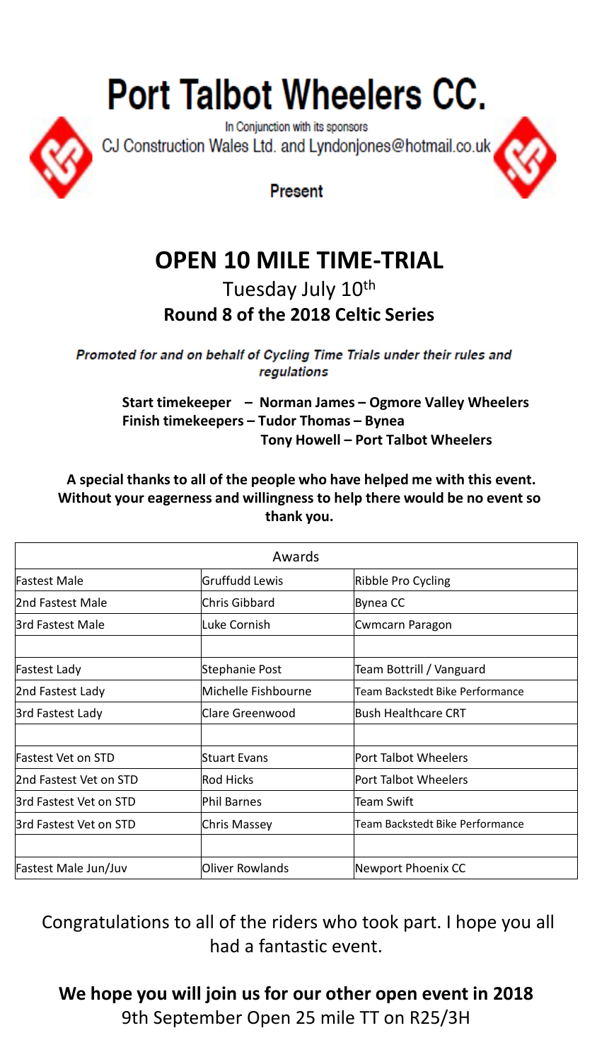# Port Talbot Wheelers CC.

In Conjunction with its sponsors

CJ Construction Wales Ltd. and Lyndonjones@hotmail.co.uk

Present

## OPEN 10 MILE TIME-TRIAL

Tuesday July 10th

**Round 8 of the 2018 Celtic Series**

***Promoted for and on behalf of Cycling Time Trials under their rules and regulations***

**Start timekeeper – Norman James – Ogmore Valley Wheelers**
**Finish timekeepers – Tudor Thomas – Bynea**
**Tony Howell – Port Talbot Wheelers**

**A special thanks to all of the people who have helped me with this event. Without your eagerness and willingness to help there would be no event so thank you.**

| Awards | | |
|---|---|---|
| Fastest Male | Gruffudd Lewis | Ribble Pro Cycling |
| 2nd Fastest Male | Chris Gibbard | Bynea CC |
| 3rd Fastest Male | Luke Cornish | Cwmcarn Paragon |
| | | |
| Fastest Lady | Stephanie Post | Team Bottrill / Vanguard |
| 2nd Fastest Lady | Michelle Fishbourne | Team Backstedt Bike Performance |
| 3rd Fastest Lady | Clare Greenwood | Bush Healthcare CRT |
| | | |
| Fastest Vet on STD | Stuart Evans | Port Talbot Wheelers |
| 2nd Fastest Vet on STD | Rod Hicks | Port Talbot Wheelers |
| 3rd Fastest Vet on STD | Phil Barnes | Team Swift |
| 3rd Fastest Vet on STD | Chris Massey | Team Backstedt Bike Performance |
| | | |
| Fastest Male Jun/Juv | Oliver Rowlands | Newport Phoenix CC |

Congratulations to all of the riders who took part. I hope you all had a fantastic event.

**We hope you will join us for our other open event in 2018**

9th September Open 25 mile TT on R25/3H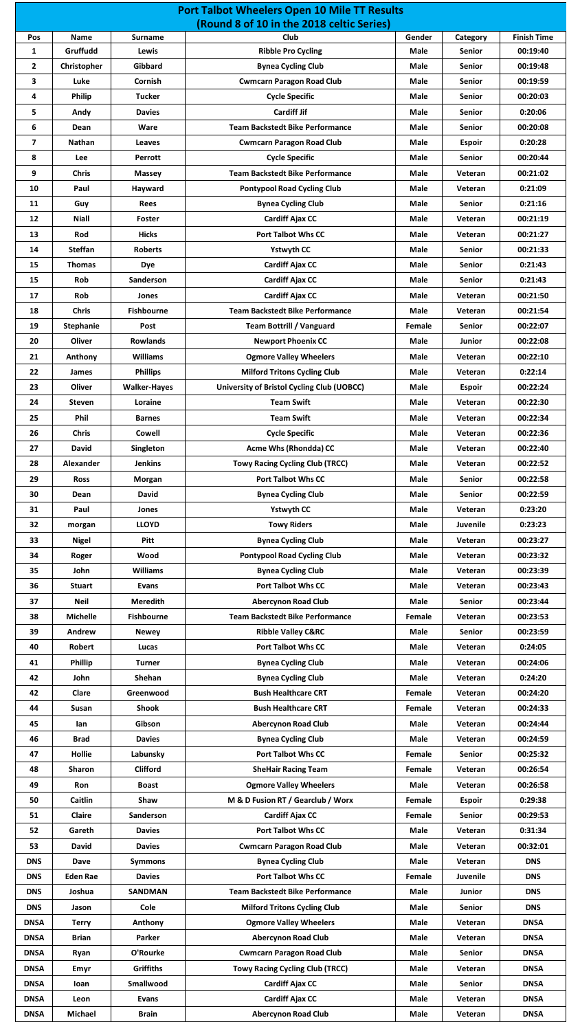# Port Talbot Wheelers Open 10 Mile TT Results
## (Round 8 of 10 in the 2018 celtic Series)

| Pos | Name | Surname | Club | Gender | Category | Finish Time |
|---|---|---|---|---|---|---|
| 1 | Gruffudd | Lewis | Ribble Pro Cycling | Male | Senior | 00:19:40 |
| 2 | Christopher | Gibbard | Bynea Cycling Club | Male | Senior | 00:19:48 |
| 3 | Luke | Cornish | Cwmcarn Paragon Road Club | Male | Senior | 00:19:59 |
| 4 | Philip | Tucker | Cycle Specific | Male | Senior | 00:20:03 |
| 5 | Andy | Davies | Cardiff Jif | Male | Senior | 0:20:06 |
| 6 | Dean | Ware | Team Backstedt Bike Performance | Male | Senior | 00:20:08 |
| 7 | Nathan | Leaves | Cwmcarn Paragon Road Club | Male | Espoir | 0:20:28 |
| 8 | Lee | Perrott | Cycle Specific | Male | Senior | 00:20:44 |
| 9 | Chris | Massey | Team Backstedt Bike Performance | Male | Veteran | 00:21:02 |
| 10 | Paul | Hayward | Pontypool Road Cycling Club | Male | Veteran | 0:21:09 |
| 11 | Guy | Rees | Bynea Cycling Club | Male | Senior | 0:21:16 |
| 12 | Niall | Foster | Cardiff Ajax CC | Male | Veteran | 00:21:19 |
| 13 | Rod | Hicks | Port Talbot Whs CC | Male | Veteran | 00:21:27 |
| 14 | Steffan | Roberts | Ystwyth CC | Male | Senior | 00:21:33 |
| 15 | Thomas | Dye | Cardiff Ajax CC | Male | Senior | 0:21:43 |
| 15 | Rob | Sanderson | Cardiff Ajax CC | Male | Senior | 0:21:43 |
| 17 | Rob | Jones | Cardiff Ajax CC | Male | Veteran | 00:21:50 |
| 18 | Chris | Fishbourne | Team Backstedt Bike Performance | Male | Veteran | 00:21:54 |
| 19 | Stephanie | Post | Team Bottrill / Vanguard | Female | Senior | 00:22:07 |
| 20 | Oliver | Rowlands | Newport Phoenix CC | Male | Junior | 00:22:08 |
| 21 | Anthony | Williams | Ogmore Valley Wheelers | Male | Veteran | 00:22:10 |
| 22 | James | Phillips | Milford Tritons Cycling Club | Male | Veteran | 0:22:14 |
| 23 | Oliver | Walker-Hayes | University of Bristol Cycling Club (UOBCC) | Male | Espoir | 00:22:24 |
| 24 | Steven | Loraine | Team Swift | Male | Veteran | 00:22:30 |
| 25 | Phil | Barnes | Team Swift | Male | Veteran | 00:22:34 |
| 26 | Chris | Cowell | Cycle Specific | Male | Veteran | 00:22:36 |
| 27 | David | Singleton | Acme Whs (Rhondda) CC | Male | Veteran | 00:22:40 |
| 28 | Alexander | Jenkins | Towy Racing Cycling Club (TRCC) | Male | Veteran | 00:22:52 |
| 29 | Ross | Morgan | Port Talbot Whs CC | Male | Senior | 00:22:58 |
| 30 | Dean | David | Bynea Cycling Club | Male | Senior | 00:22:59 |
| 31 | Paul | Jones | Ystwyth CC | Male | Veteran | 0:23:20 |
| 32 | morgan | LLOYD | Towy Riders | Male | Juvenile | 0:23:23 |
| 33 | Nigel | Pitt | Bynea Cycling Club | Male | Veteran | 00:23:27 |
| 34 | Roger | Wood | Pontypool Road Cycling Club | Male | Veteran | 00:23:32 |
| 35 | John | Williams | Bynea Cycling Club | Male | Veteran | 00:23:39 |
| 36 | Stuart | Evans | Port Talbot Whs CC | Male | Veteran | 00:23:43 |
| 37 | Neil | Meredith | Abercynon Road Club | Male | Senior | 00:23:44 |
| 38 | Michelle | Fishbourne | Team Backstedt Bike Performance | Female | Veteran | 00:23:53 |
| 39 | Andrew | Newey | Ribble Valley C&RC | Male | Senior | 00:23:59 |
| 40 | Robert | Lucas | Port Talbot Whs CC | Male | Veteran | 00:24:05 |
| 41 | Phillip | Turner | Bynea Cycling Club | Male | Veteran | 00:24:06 |
| 42 | John | Shehan | Bynea Cycling Club | Male | Veteran | 0:24:20 |
| 42 | Clare | Greenwood | Bush Healthcare CRT | Female | Veteran | 00:24:20 |
| 44 | Susan | Shook | Bush Healthcare CRT | Female | Veteran | 00:24:33 |
| 45 | Ian | Gibson | Abercynon Road Club | Male | Veteran | 00:24:44 |
| 46 | Brad | Davies | Bynea Cycling Club | Male | Veteran | 00:24:59 |
| 47 | Hollie | Labunsky | Port Talbot Whs CC | Female | Senior | 00:25:32 |
| 48 | Sharon | Clifford | SheHair Racing Team | Female | Veteran | 00:26:54 |
| 49 | Ron | Boast | Ogmore Valley Wheelers | Male | Veteran | 00:26:58 |
| 50 | Caitlin | Shaw | M & D Fusion RT / Gearclub / Worx | Female | Espoir | 00:29:38 |
| 51 | Claire | Sanderson | Cardiff Ajax CC | Female | Senior | 00:29:53 |
| 52 | Gareth | Davies | Port Talbot Whs CC | Male | Veteran | 00:31:34 |
| 53 | David | Davies | Cwmcarn Paragon Road Club | Male | Veteran | 00:32:01 |
| DNS | Dave | Symmons | Bynea Cycling Club | Male | Veteran | DNS |
| DNS | Eden Rae | Davies | Port Talbot Whs CC | Female | Juvenile | DNS |
| DNS | Joshua | SANDMAN | Team Backstedt Bike Performance | Male | Junior | DNS |
| DNS | Jason | Cole | Milford Tritons Cycling Club | Male | Senior | DNS |
| DNSA | Terry | Anthony | Ogmore Valley Wheelers | Male | Veteran | DNSA |
| DNSA | Brian | Parker | Abercynon Road Club | Male | Veteran | DNSA |
| DNSA | Ryan | O'Rourke | Cwmcarn Paragon Road Club | Male | Senior | DNSA |
| DNSA | Emyr | Griffiths | Towy Racing Cycling Club (TRCC) | Male | Veteran | DNSA |
| DNSA | Ioan | Smallwood | Cardiff Ajax CC | Male | Senior | DNSA |
| DNSA | Leon | Evans | Cardiff Ajax CC | Male | Veteran | DNSA |
| DNSA | Michael | Brain | Abercynon Road Club | Male | Veteran | DNSA |